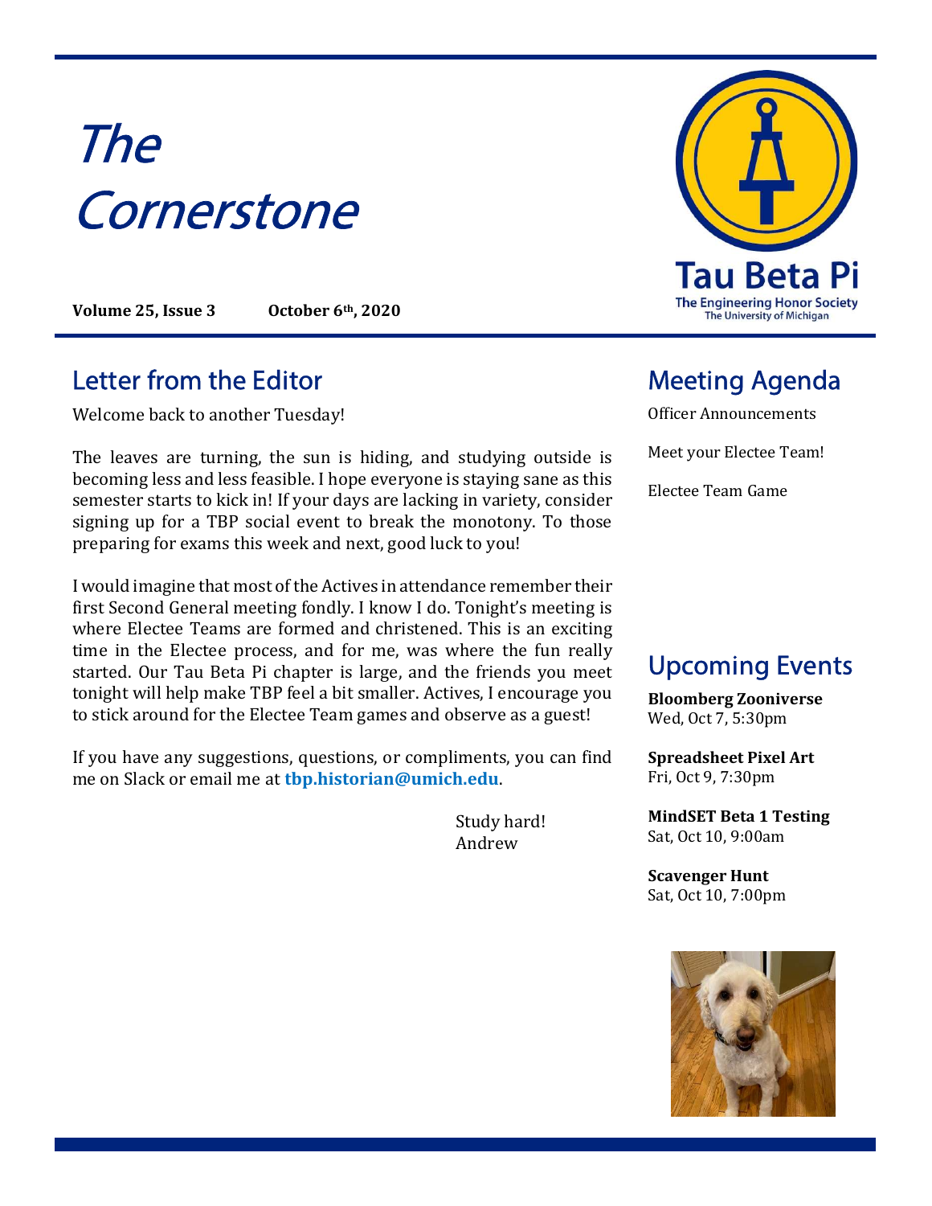# The Cornerstone

**Volume 25, Issue 3** **October 6th, 2020**

Tau Beta Pi
The Engineering Honor Society
The University of Michigan

## Letter from the Editor

Welcome back to another Tuesday!

The leaves are turning, the sun is hiding, and studying outside is becoming less and less feasible. I hope everyone is staying sane as this semester starts to kick in! If your days are lacking in variety, consider signing up for a TBP social event to break the monotony. To those preparing for exams this week and next, good luck to you!

I would imagine that most of the Actives in attendance remember their first Second General meeting fondly. I know I do. Tonight's meeting is where Electee Teams are formed and christened. This is an exciting time in the Electee process, and for me, was where the fun really started. Our Tau Beta Pi chapter is large, and the friends you meet tonight will help make TBP feel a bit smaller. Actives, I encourage you to stick around for the Electee Team games and observe as a guest!

If you have any suggestions, questions, or compliments, you can find me on Slack or email me at **tbp.historian@umich.edu**.

Study hard!
Andrew

## Meeting Agenda

Officer Announcements

Meet your Electee Team!

Electee Team Game

## Upcoming Events

**Bloomberg Zooniverse**
Wed, Oct 7, 5:30pm

**Spreadsheet Pixel Art**
Fri, Oct 9, 7:30pm

**MindSET Beta 1 Testing**
Sat, Oct 10, 9:00am

**Scavenger Hunt**
Sat, Oct 10, 7:00pm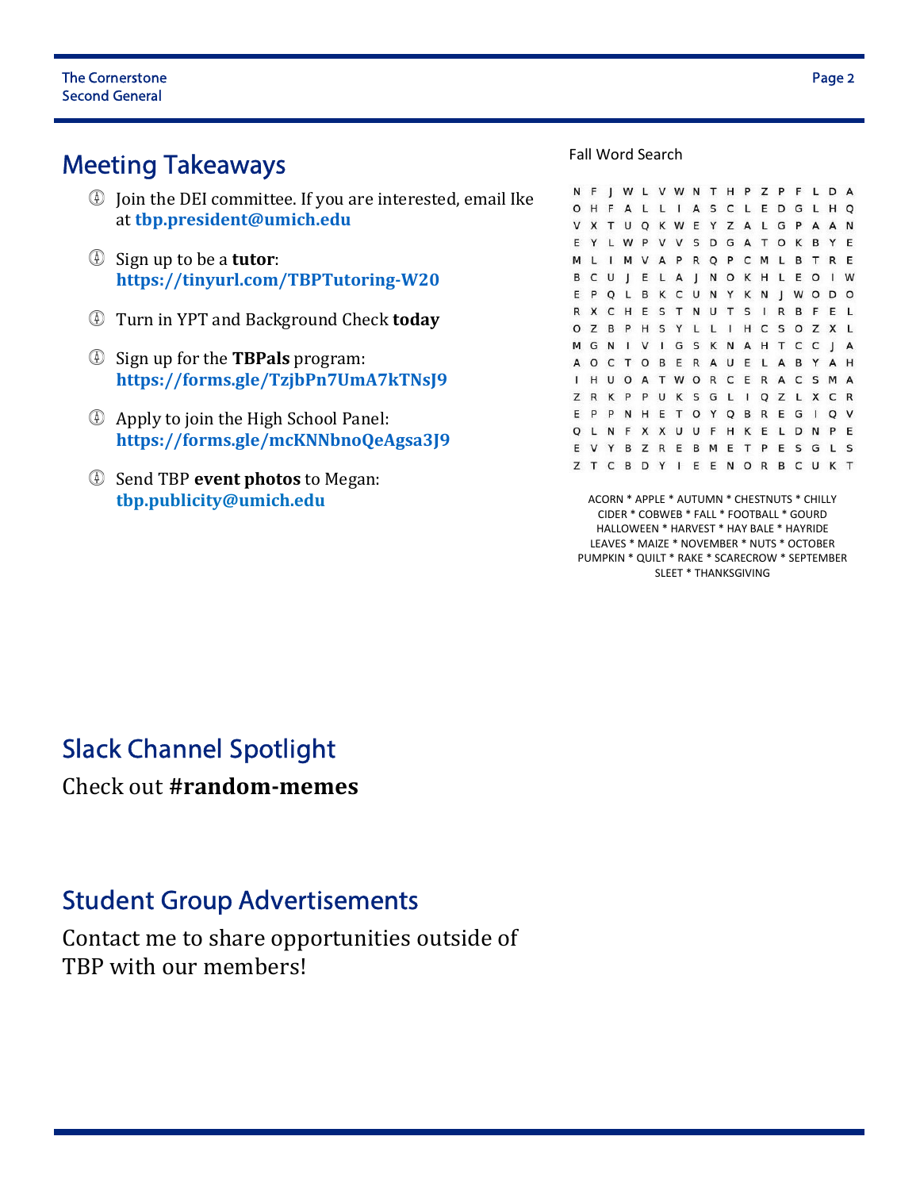## Meeting Takeaways

- Join the DEI committee. If you are interested, email Ike at **tbp.president@umich.edu**
- Sign up to be a **tutor**: **https://tinyurl.com/TBPTutoring-W20**
- Turn in YPT and Background Check **today**
- Sign up for the **TBPals** program: **https://forms.gle/TzjbPn7UmA7kTNsJ9**
- Apply to join the High School Panel: **https://forms.gle/mcKNNbnoQeAgsa3J9**
- Send TBP **event photos** to Megan: **tbp.publicity@umich.edu**

Fall Word Search

```
N F J W L V W N T H P Z P F L D A
O H F A L L I A S C L E D G L H Q
V X T U Q K W E Y Z A L G P A A N
E Y L W P V V S D G A T O K B Y E
M L I M V A P R Q P C M L B T R E
B C U J E L A J N O K H L E O I W
E P Q L B K C U N Y K N J W O D O
R X C H E S T N U T S I R B F E L
O Z B P H S Y L L I H C S O Z X L
M G N I V I G S K N A H T C C J A
A O C T O B E R A U E L A B Y A H
I H U O A T W O R C E R A C S M A
Z R K P P U K S G L I Q Z L X C R
E P P N H E T O Y Q B R E G I Q V
Q L N F X X U U F H K E L D N P E
E V Y B Z R E B M E T P E S G L S
Z T C B D Y I E E N O R B C U K T
```

ACORN * APPLE * AUTUMN * CHESTNUTS * CHILLY
CIDER * COBWEB * FALL * FOOTBALL * GOURD
HALLOWEEN * HARVEST * HAY BALE * HAYRIDE
LEAVES * MAIZE * NOVEMBER * NUTS * OCTOBER
PUMPKIN * QUILT * RAKE * SCARECROW * SEPTEMBER
SLEET * THANKSGIVING

## Slack Channel Spotlight

Check out **#random-memes**

## Student Group Advertisements

Contact me to share opportunities outside of TBP with our members!